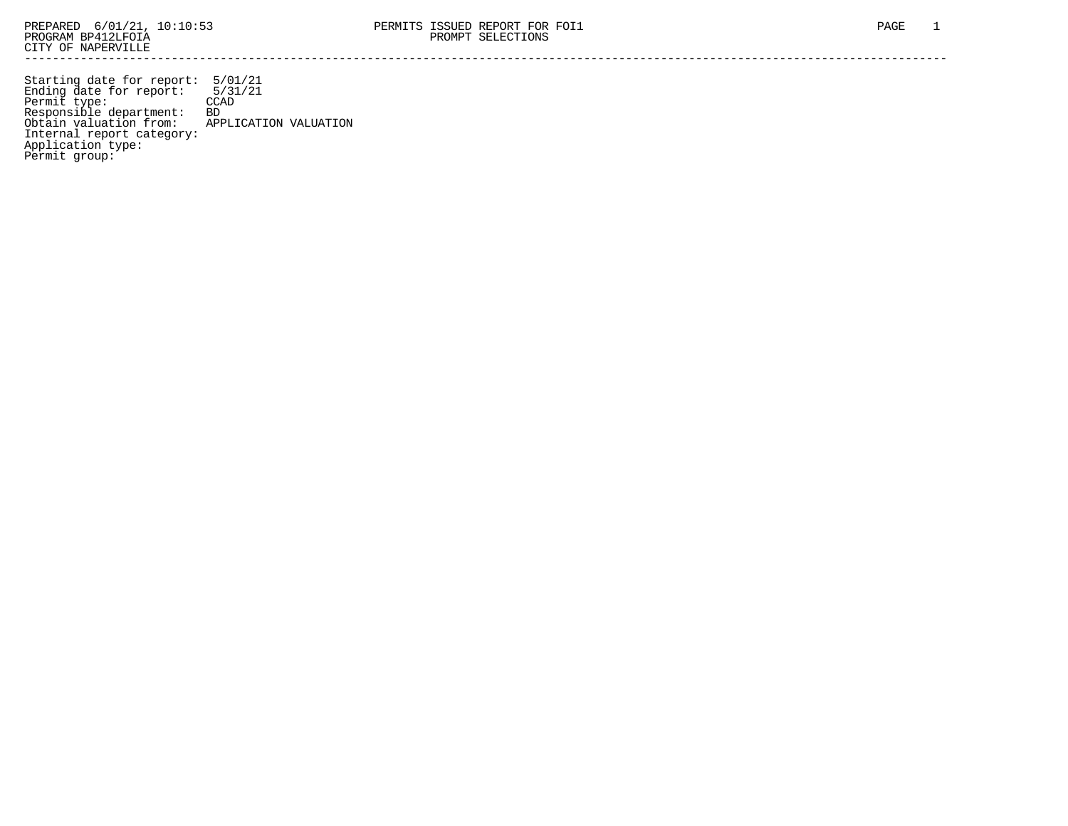PREPARED 6/01/21, 10:10:53
PROGRAM BP412LFOIA
CITY OF NAPERVILLE

PERMITS ISSUED REPORT FOR FOI1
PROMPT SELECTIONS

---

Starting date for report: 5/01/21
Ending date for report: 5/31/21
Permit type: CCAD
Responsible department: BD
Obtain valuation from: APPLICATION VALUATION
Internal report category:
Application type:
Permit group: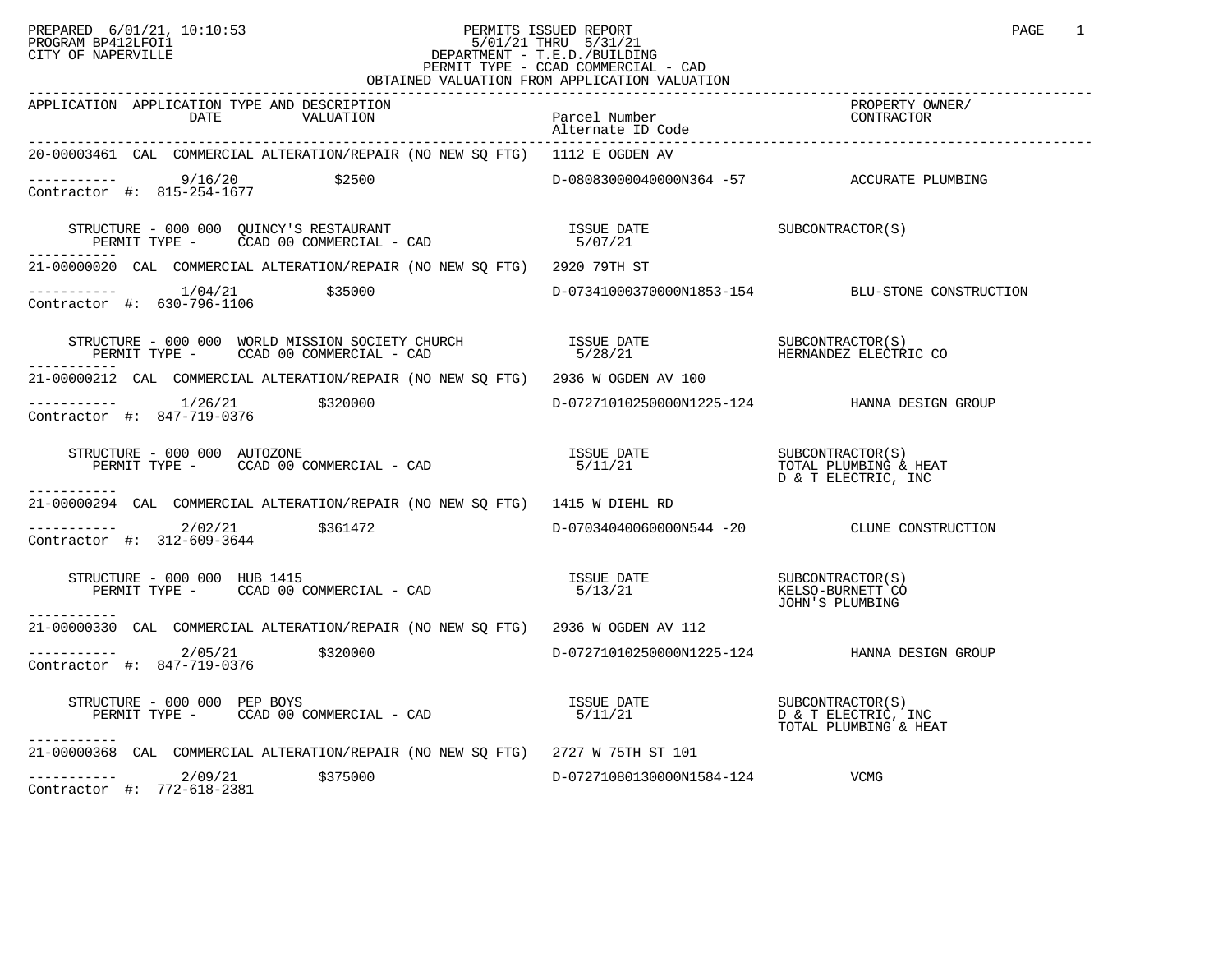PREPARED 6/01/21, 10:10:53
PROGRAM BP412LFOI1
CITY OF NAPERVILLE

**PERMITS ISSUED REPORT**
5/01/21 THRU 5/31/21
DEPARTMENT - T.E.D./BUILDING
PERMIT TYPE - CCAD COMMERCIAL - CAD
OBTAINED VALUATION FROM APPLICATION VALUATION

| APPLICATION | APPLICATION TYPE AND DESCRIPTION / DATE / VALUATION | Parcel Number / Alternate ID Code | PROPERTY OWNER/ CONTRACTOR |
|---|---|---|---|

---

**20-00003461** CAL COMMERCIAL ALTERATION/REPAIR (NO NEW SQ FTG) 1112 E OGDEN AV

----------- 9/16/20 $2500 — D-08083000040000N364 -57 — ACCURATE PLUMBING
Contractor #: 815-254-1677

STRUCTURE - 000 000 QUINCY'S RESTAURANT
PERMIT TYPE - CCAD 00 COMMERCIAL - CAD
ISSUE DATE 5/07/21
SUBCONTRACTOR(S)

---

**21-00000020** CAL COMMERCIAL ALTERATION/REPAIR (NO NEW SQ FTG) 2920 79TH ST

----------- 1/04/21 $35000 — D-07341000370000N1853-154 — BLU-STONE CONSTRUCTION
Contractor #: 630-796-1106

STRUCTURE - 000 000 WORLD MISSION SOCIETY CHURCH
PERMIT TYPE - CCAD 00 COMMERCIAL - CAD
ISSUE DATE 5/28/21
SUBCONTRACTOR(S)
HERNANDEZ ELECTRIC CO

---

**21-00000212** CAL COMMERCIAL ALTERATION/REPAIR (NO NEW SQ FTG) 2936 W OGDEN AV 100

----------- 1/26/21 $320000 — D-07271010250000N1225-124 — HANNA DESIGN GROUP
Contractor #: 847-719-0376

STRUCTURE - 000 000 AUTOZONE
PERMIT TYPE - CCAD 00 COMMERCIAL - CAD
ISSUE DATE 5/11/21
SUBCONTRACTOR(S)
TOTAL PLUMBING & HEAT
D & T ELECTRIC, INC

---

**21-00000294** CAL COMMERCIAL ALTERATION/REPAIR (NO NEW SQ FTG) 1415 W DIEHL RD

----------- 2/02/21 $361472 — D-07034040060000N544 -20 — CLUNE CONSTRUCTION
Contractor #: 312-609-3644

STRUCTURE - 000 000 HUB 1415
PERMIT TYPE - CCAD 00 COMMERCIAL - CAD
ISSUE DATE 5/13/21
SUBCONTRACTOR(S)
KELSO-BURNETT CO
JOHN'S PLUMBING

---

**21-00000330** CAL COMMERCIAL ALTERATION/REPAIR (NO NEW SQ FTG) 2936 W OGDEN AV 112

----------- 2/05/21 $320000 — D-07271010250000N1225-124 — HANNA DESIGN GROUP
Contractor #: 847-719-0376

STRUCTURE - 000 000 PEP BOYS
PERMIT TYPE - CCAD 00 COMMERCIAL - CAD
ISSUE DATE 5/11/21
SUBCONTRACTOR(S)
D & T ELECTRIC, INC
TOTAL PLUMBING & HEAT

---

**21-00000368** CAL COMMERCIAL ALTERATION/REPAIR (NO NEW SQ FTG) 2727 W 75TH ST 101

----------- 2/09/21 $375000 — D-07271080130000N1584-124 — VCMG
Contractor #: 772-618-2381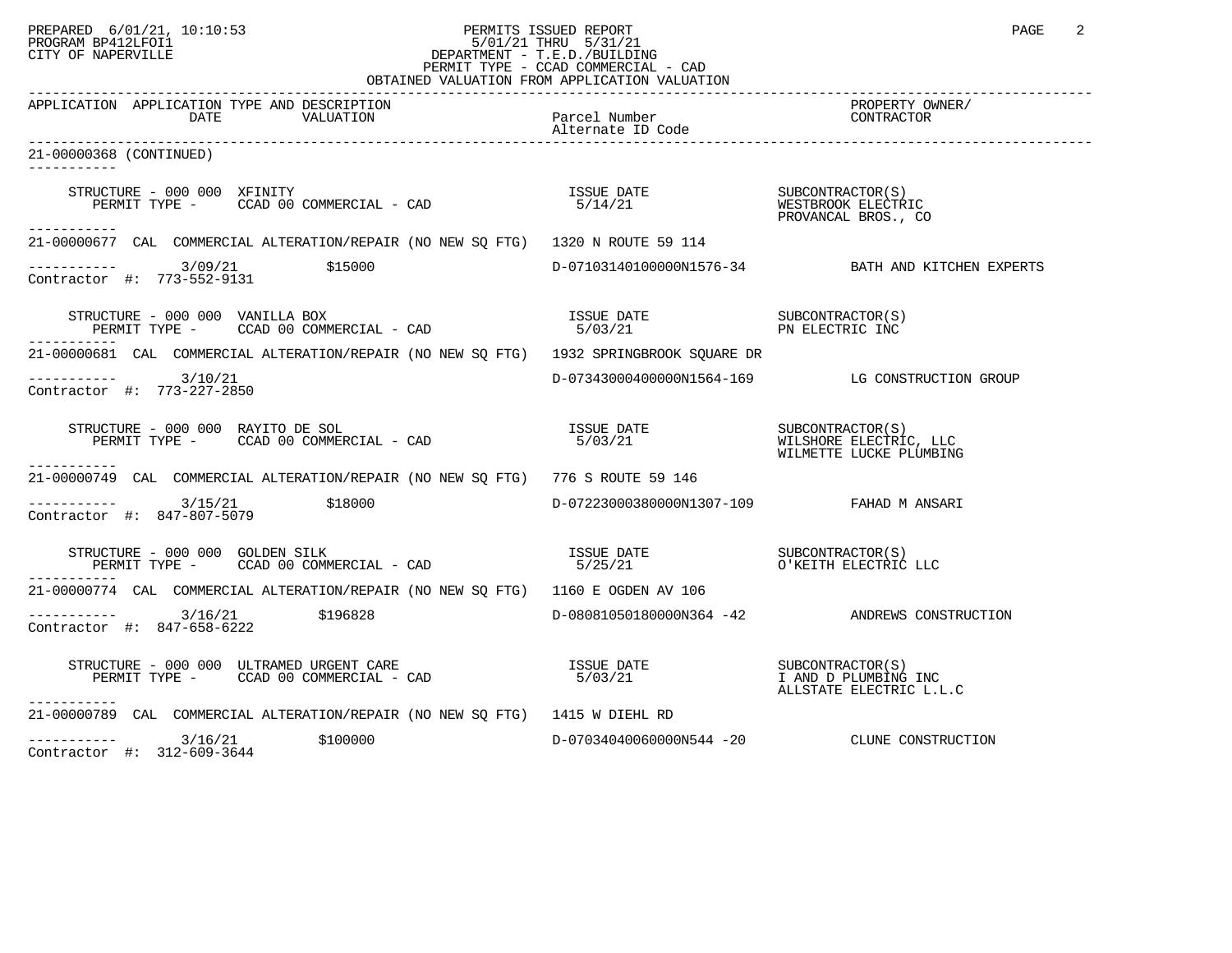| APPLICATION | APPLICATION TYPE AND DESCRIPTION DATE | VALUATION | Parcel Number Alternate ID Code | PROPERTY OWNER/ CONTRACTOR |
|---|---|---|---|---|

21-00000368 (CONTINUED)

STRUCTURE - 000 000 XFINITY
PERMIT TYPE - CCAD 00 COMMERCIAL - CAD
ISSUE DATE 5/14/21
SUBCONTRACTOR(S) WESTBROOK ELECTRIC, PROVANCAL BROS., CO

---

21-00000677 CAL COMMERCIAL ALTERATION/REPAIR (NO NEW SQ FTG) 1320 N ROUTE 59 114

3/09/21 $15000 D-07103140100000N1576-34 BATH AND KITCHEN EXPERTS
Contractor #: 773-552-9131

STRUCTURE - 000 000 VANILLA BOX
PERMIT TYPE - CCAD 00 COMMERCIAL - CAD
ISSUE DATE 5/03/21
SUBCONTRACTOR(S) PN ELECTRIC INC

---

21-00000681 CAL COMMERCIAL ALTERATION/REPAIR (NO NEW SQ FTG) 1932 SPRINGBROOK SQUARE DR

3/10/21 D-07343000400000N1564-169 LG CONSTRUCTION GROUP
Contractor #: 773-227-2850

STRUCTURE - 000 000 RAYITO DE SOL
PERMIT TYPE - CCAD 00 COMMERCIAL - CAD
ISSUE DATE 5/03/21
SUBCONTRACTOR(S) WILSHORE ELECTRIC, LLC, WILMETTE LUCKE PLUMBING

---

21-00000749 CAL COMMERCIAL ALTERATION/REPAIR (NO NEW SQ FTG) 776 S ROUTE 59 146

3/15/21 $18000 D-07223000380000N1307-109 FAHAD M ANSARI
Contractor #: 847-807-5079

STRUCTURE - 000 000 GOLDEN SILK
PERMIT TYPE - CCAD 00 COMMERCIAL - CAD
ISSUE DATE 5/25/21
SUBCONTRACTOR(S) O'KEITH ELECTRIC LLC

---

21-00000774 CAL COMMERCIAL ALTERATION/REPAIR (NO NEW SQ FTG) 1160 E OGDEN AV 106

3/16/21 $196828 D-08081050180000N364 -42 ANDREWS CONSTRUCTION
Contractor #: 847-658-6222

STRUCTURE - 000 000 ULTRAMED URGENT CARE
PERMIT TYPE - CCAD 00 COMMERCIAL - CAD
ISSUE DATE 5/03/21
SUBCONTRACTOR(S) I AND D PLUMBING INC, ALLSTATE ELECTRIC L.L.C

---

21-00000789 CAL COMMERCIAL ALTERATION/REPAIR (NO NEW SQ FTG) 1415 W DIEHL RD

3/16/21 $100000 D-07034040060000N544 -20 CLUNE CONSTRUCTION
Contractor #: 312-609-3644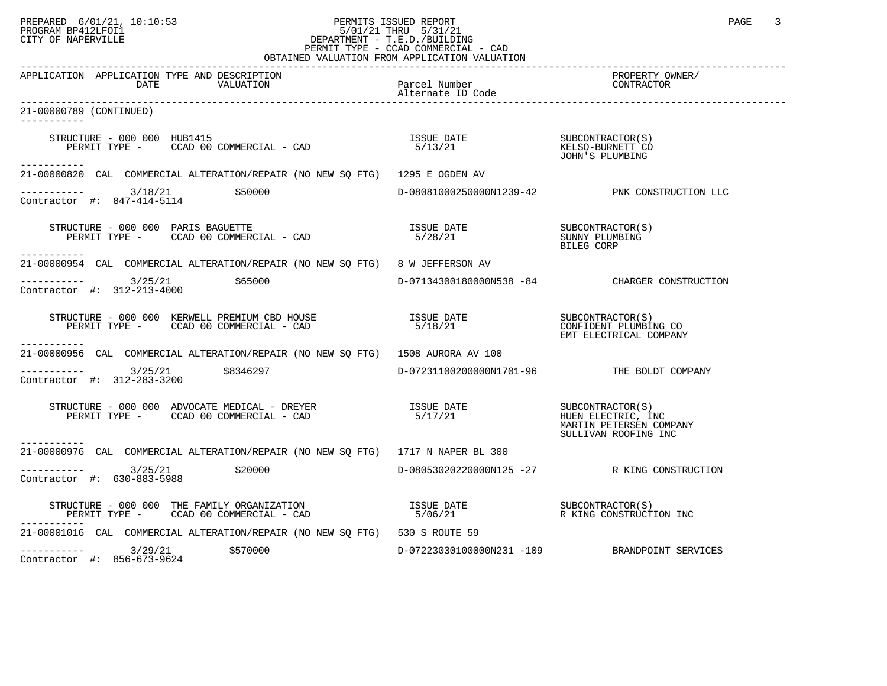PREPARED 6/01/21, 10:10:53
PROGRAM BP412LFOI1
CITY OF NAPERVILLE

PERMITS ISSUED REPORT
5/01/21 THRU 5/31/21
DEPARTMENT - T.E.D./BUILDING
PERMIT TYPE - CCAD COMMERCIAL - CAD
OBTAINED VALUATION FROM APPLICATION VALUATION

| APPLICATION | APPLICATION TYPE AND DESCRIPTION DATE VALUATION | Parcel Number Alternate ID Code | PROPERTY OWNER/ CONTRACTOR |
|---|---|---|---|

**21-00000789 (CONTINUED)**

STRUCTURE - 000 000 HUB1415
PERMIT TYPE - CCAD 00 COMMERCIAL - CAD
ISSUE DATE 5/13/21
SUBCONTRACTOR(S): KELSO-BURNETT CO; JOHN'S PLUMBING

---

**21-00000820** CAL COMMERCIAL ALTERATION/REPAIR (NO NEW SQ FTG) 1295 E OGDEN AV
3/18/21 $50000 D-08081000250000N1239-42 PNK CONSTRUCTION LLC
Contractor #: 847-414-5114

STRUCTURE - 000 000 PARIS BAGUETTE
PERMIT TYPE - CCAD 00 COMMERCIAL - CAD
ISSUE DATE 5/28/21
SUBCONTRACTOR(S): SUNNY PLUMBING; BILEG CORP

---

**21-00000954** CAL COMMERCIAL ALTERATION/REPAIR (NO NEW SQ FTG) 8 W JEFFERSON AV
3/25/21 $65000 D-07134300180000N538 -84 CHARGER CONSTRUCTION
Contractor #: 312-213-4000

STRUCTURE - 000 000 KERWELL PREMIUM CBD HOUSE
PERMIT TYPE - CCAD 00 COMMERCIAL - CAD
ISSUE DATE 5/18/21
SUBCONTRACTOR(S): CONFIDENT PLUMBING CO; EMT ELECTRICAL COMPANY

---

**21-00000956** CAL COMMERCIAL ALTERATION/REPAIR (NO NEW SQ FTG) 1508 AURORA AV 100
3/25/21 $8346297 D-07231100200000N1701-96 THE BOLDT COMPANY
Contractor #: 312-283-3200

STRUCTURE - 000 000 ADVOCATE MEDICAL - DREYER
PERMIT TYPE - CCAD 00 COMMERCIAL - CAD
ISSUE DATE 5/17/21
SUBCONTRACTOR(S): HUEN ELECTRIC, INC; MARTIN PETERSEN COMPANY; SULLIVAN ROOFING INC

---

**21-00000976** CAL COMMERCIAL ALTERATION/REPAIR (NO NEW SQ FTG) 1717 N NAPER BL 300
3/25/21 $20000 D-08053020220000N125 -27 R KING CONSTRUCTION
Contractor #: 630-883-5988

STRUCTURE - 000 000 THE FAMILY ORGANIZATION
PERMIT TYPE - CCAD 00 COMMERCIAL - CAD
ISSUE DATE 5/06/21
SUBCONTRACTOR(S): R KING CONSTRUCTION INC

---

**21-00001016** CAL COMMERCIAL ALTERATION/REPAIR (NO NEW SQ FTG) 530 S ROUTE 59
3/29/21 $570000 D-07223030100000N231 -109 BRANDPOINT SERVICES
Contractor #: 856-673-9624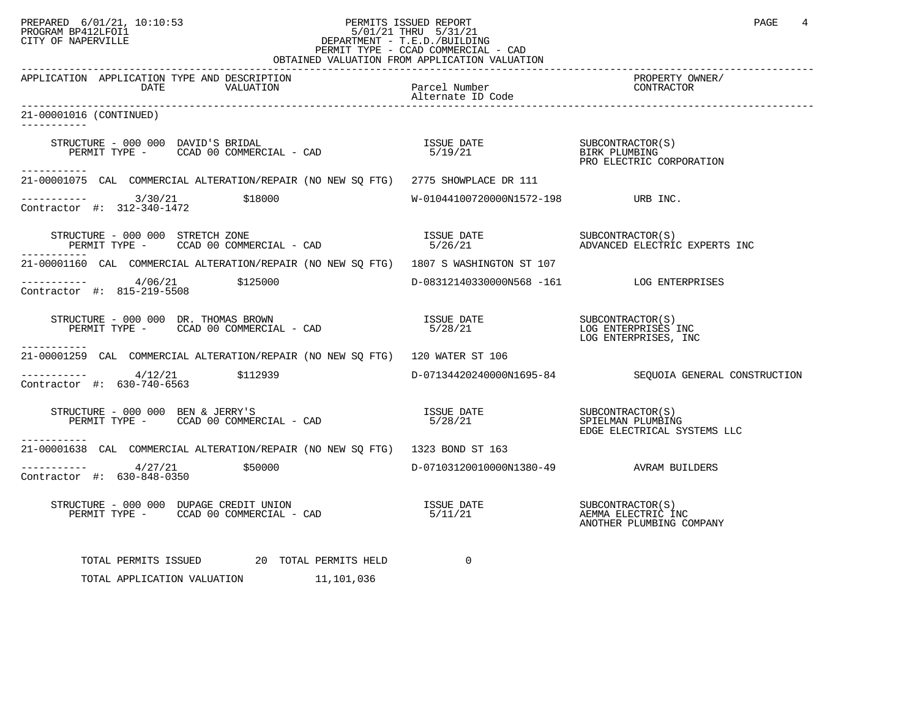PREPARED 6/01/21, 10:10:53 — PROGRAM BP412LFOI1 — CITY OF NAPERVILLE

# PERMITS ISSUED REPORT

5/01/21 THRU 5/31/21
DEPARTMENT - T.E.D./BUILDING
PERMIT TYPE - CCAD COMMERCIAL - CAD
OBTAINED VALUATION FROM APPLICATION VALUATION

| APPLICATION | APPLICATION TYPE AND DESCRIPTION / DATE / VALUATION | Parcel Number / Alternate ID Code | PROPERTY OWNER/ CONTRACTOR |
|---|---|---|---|

**21-00001016 (CONTINUED)**

STRUCTURE - 000 000 DAVID'S BRIDAL
PERMIT TYPE - CCAD 00 COMMERCIAL - CAD
ISSUE DATE 5/19/21
SUBCONTRACTOR(S): BIRK PLUMBING; PRO ELECTRIC CORPORATION

---

**21-00001075** CAL COMMERCIAL ALTERATION/REPAIR (NO NEW SQ FTG) 2775 SHOWPLACE DR 111
3/30/21 $18000 W-01044100720000N1572-198 URB INC.
Contractor #: 312-340-1472

STRUCTURE - 000 000 STRETCH ZONE
PERMIT TYPE - CCAD 00 COMMERCIAL - CAD
ISSUE DATE 5/26/21
SUBCONTRACTOR(S): ADVANCED ELECTRIC EXPERTS INC

---

**21-00001160** CAL COMMERCIAL ALTERATION/REPAIR (NO NEW SQ FTG) 1807 S WASHINGTON ST 107
4/06/21 $125000 D-08312140330000N568 -161 LOG ENTERPRISES
Contractor #: 815-219-5508

STRUCTURE - 000 000 DR. THOMAS BROWN
PERMIT TYPE - CCAD 00 COMMERCIAL - CAD
ISSUE DATE 5/28/21
SUBCONTRACTOR(S): LOG ENTERPRISES INC; LOG ENTERPRISES, INC

---

**21-00001259** CAL COMMERCIAL ALTERATION/REPAIR (NO NEW SQ FTG) 120 WATER ST 106
4/12/21 $112939 D-07134420240000N1695-84 SEQUOIA GENERAL CONSTRUCTION
Contractor #: 630-740-6563

STRUCTURE - 000 000 BEN & JERRY'S
PERMIT TYPE - CCAD 00 COMMERCIAL - CAD
ISSUE DATE 5/28/21
SUBCONTRACTOR(S): SPIELMAN PLUMBING; EDGE ELECTRICAL SYSTEMS LLC

---

**21-00001638** CAL COMMERCIAL ALTERATION/REPAIR (NO NEW SQ FTG) 1323 BOND ST 163
4/27/21 $50000 D-07103120010000N1380-49 AVRAM BUILDERS
Contractor #: 630-848-0350

STRUCTURE - 000 000 DUPAGE CREDIT UNION
PERMIT TYPE - CCAD 00 COMMERCIAL - CAD
ISSUE DATE 5/11/21
SUBCONTRACTOR(S): AEMMA ELECTRIC INC; ANOTHER PLUMBING COMPANY

---

TOTAL PERMITS ISSUED 20 TOTAL PERMITS HELD 0

TOTAL APPLICATION VALUATION 11,101,036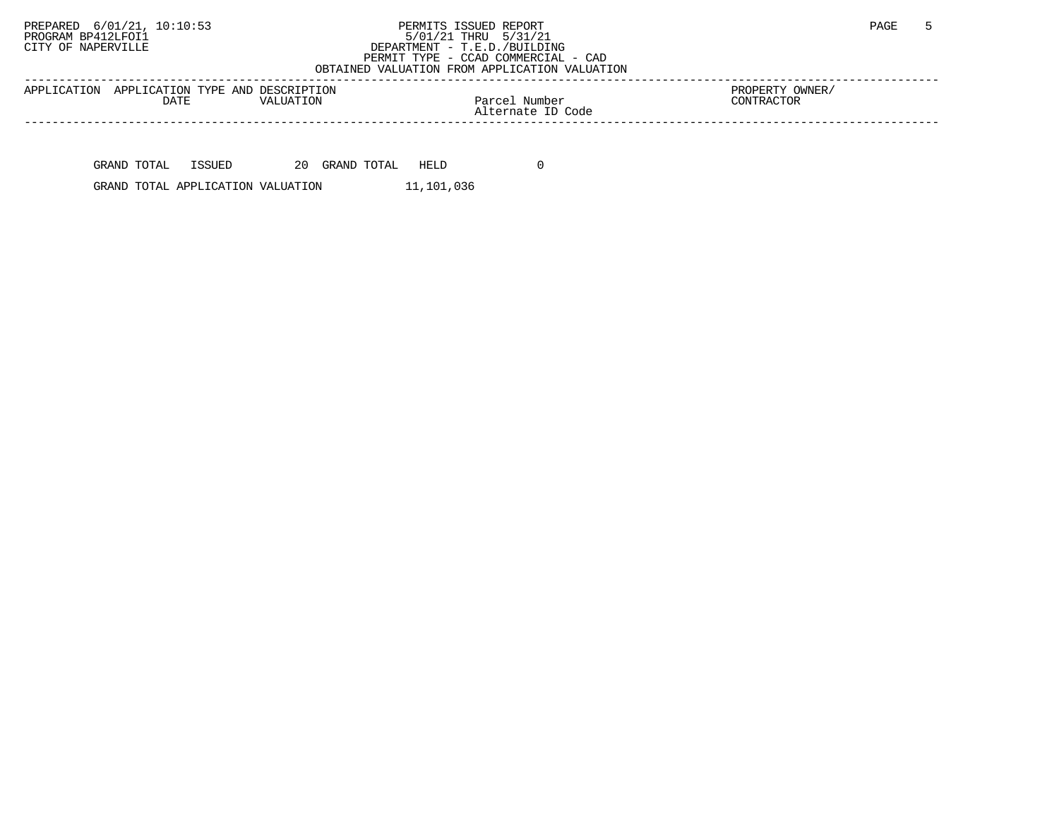PREPARED 6/01/21, 10:10:53
PROGRAM BP412LFOI1
CITY OF NAPERVILLE

PERMITS ISSUED REPORT
5/01/21 THRU 5/31/21
DEPARTMENT - T.E.D./BUILDING
PERMIT TYPE - CCAD COMMERCIAL - CAD
OBTAINED VALUATION FROM APPLICATION VALUATION

| APPLICATION | APPLICATION TYPE AND DESCRIPTION DATE | VALUATION | Parcel Number Alternate ID Code | PROPERTY OWNER/ CONTRACTOR |
|---|---|---|---|---|

GRAND TOTAL ISSUED 20 GRAND TOTAL HELD 0

GRAND TOTAL APPLICATION VALUATION 11,101,036